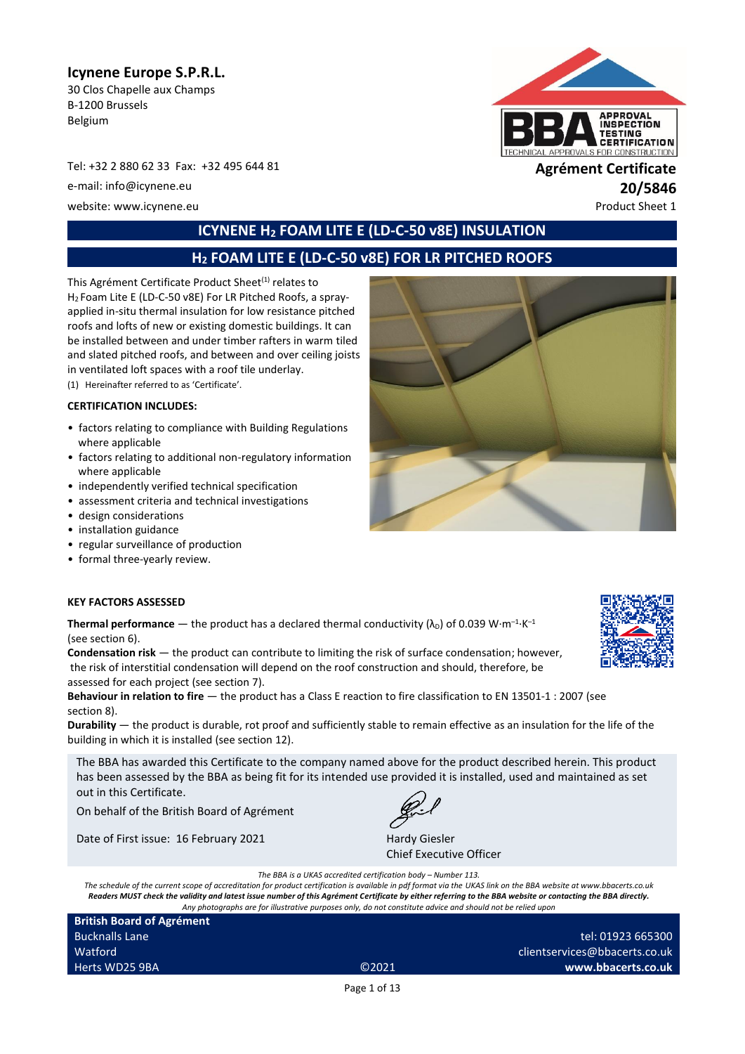**Icynene Europe S.P.R.L.**
30 Clos Chapelle aux Champs
B-1200 Brussels
Belgium

Tel: +32 2 880 62 33 Fax: +32 495 644 81
e-mail: info@icynene.eu
website: www.icynene.eu

**Agrément Certificate**
**20/5846**
Product Sheet 1

## ICYNENE $H_2$ FOAM LITE E (LD-C-50 v8E) INSULATION

## $H_2$ FOAM LITE E (LD-C-50 v8E) FOR LR PITCHED ROOFS

This Agrément Certificate Product Sheet[1] relates to $H_2$ Foam Lite E (LD-C-50 v8E) For LR Pitched Roofs, a spray-applied in-situ thermal insulation for low resistance pitched roofs and lofts of new or existing domestic buildings. It can be installed between and under timber rafters in warm tiled and slated pitched roofs, and between and over ceiling joists in ventilated loft spaces with a roof tile underlay.

(1) Hereinafter referred to as 'Certificate'.

**CERTIFICATION INCLUDES:**

- factors relating to compliance with Building Regulations where applicable
- factors relating to additional non-regulatory information where applicable
- independently verified technical specification
- assessment criteria and technical investigations
- design considerations
- installation guidance
- regular surveillance of production
- formal three-yearly review.

**KEY FACTORS ASSESSED**

**Thermal performance** — the product has a declared thermal conductivity ($\lambda_D$) of 0.039 $W \cdot m^{-1} \cdot K^{-1}$ (see section 6).

**Condensation risk** — the product can contribute to limiting the risk of surface condensation; however, the risk of interstitial condensation will depend on the roof construction and should, therefore, be assessed for each project (see section 7).

**Behaviour in relation to fire** — the product has a Class E reaction to fire classification to EN 13501-1 : 2007 (see section 8).

**Durability** — the product is durable, rot proof and sufficiently stable to remain effective as an insulation for the life of the building in which it is installed (see section 12).

The BBA has awarded this Certificate to the company named above for the product described herein. This product has been assessed by the BBA as being fit for its intended use provided it is installed, used and maintained as set out in this Certificate.

On behalf of the British Board of Agrément

Date of First issue: 16 February 2021

Hardy Giesler
Chief Executive Officer

*The BBA is a UKAS accredited certification body – Number 113.*
*The schedule of the current scope of accreditation for product certification is available in pdf format via the UKAS link on the BBA website at www.bbacerts.co.uk*
***Readers MUST check the validity and latest issue number of this Agrément Certificate by either referring to the BBA website or contacting the BBA directly.***
*Any photographs are for illustrative purposes only, do not constitute advice and should not be relied upon*

**British Board of Agrément**
Bucknalls Lane
Watford
Herts WD25 9BA

©2021

tel: 01923 665300
clientservices@bbacerts.co.uk
**www.bbacerts.co.uk**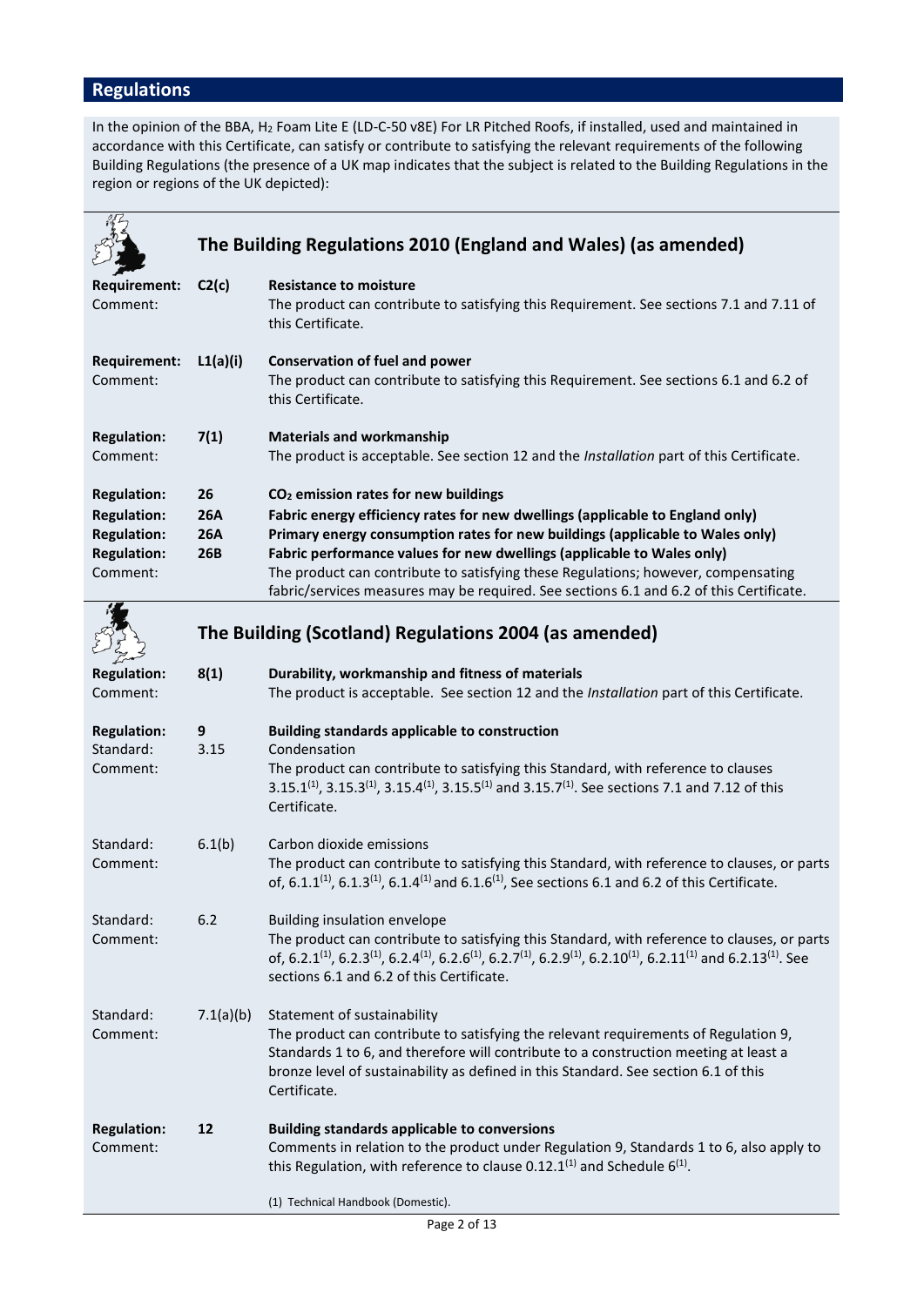## Regulations

In the opinion of the BBA, $H_2$ Foam Lite E (LD-C-50 v8E) For LR Pitched Roofs, if installed, used and maintained in accordance with this Certificate, can satisfy or contribute to satisfying the relevant requirements of the following Building Regulations (the presence of a UK map indicates that the subject is related to the Building Regulations in the region or regions of the UK depicted):

### The Building Regulations 2010 (England and Wales) (as amended)

| | | |
|---|---|---|
| **Requirement:** | **C2(c)** | **Resistance to moisture** |
| Comment: | | The product can contribute to satisfying this Requirement. See sections 7.1 and 7.11 of this Certificate. |
| **Requirement:** | **L1(a)(i)** | **Conservation of fuel and power** |
| Comment: | | The product can contribute to satisfying this Requirement. See sections 6.1 and 6.2 of this Certificate. |
| **Regulation:** | **7(1)** | **Materials and workmanship** |
| Comment: | | The product is acceptable. See section 12 and the *Installation* part of this Certificate. |
| **Regulation:** | **26** | **$CO_2$ emission rates for new buildings** |
| **Regulation:** | **26A** | **Fabric energy efficiency rates for new dwellings (applicable to England only)** |
| **Regulation:** | **26A** | **Primary energy consumption rates for new buildings (applicable to Wales only)** |
| **Regulation:** | **26B** | **Fabric performance values for new dwellings (applicable to Wales only)** |
| Comment: | | The product can contribute to satisfying these Regulations; however, compensating fabric/services measures may be required. See sections 6.1 and 6.2 of this Certificate. |

### The Building (Scotland) Regulations 2004 (as amended)

| | | |
|---|---|---|
| **Regulation:** | **8(1)** | **Durability, workmanship and fitness of materials** |
| Comment: | | The product is acceptable. See section 12 and the *Installation* part of this Certificate. |
| **Regulation:** | **9** | **Building standards applicable to construction** |
| Standard: | 3.15 | Condensation |
| Comment: | | The product can contribute to satisfying this Standard, with reference to clauses 3.15.1(1), 3.15.3(1), 3.15.4(1), 3.15.5(1) and 3.15.7(1). See sections 7.1 and 7.12 of this Certificate. |
| Standard: | 6.1(b) | Carbon dioxide emissions |
| Comment: | | The product can contribute to satisfying this Standard, with reference to clauses, or parts of, 6.1.1(1), 6.1.3(1), 6.1.4(1) and 6.1.6(1), See sections 6.1 and 6.2 of this Certificate. |
| Standard: | 6.2 | Building insulation envelope |
| Comment: | | The product can contribute to satisfying this Standard, with reference to clauses, or parts of, 6.2.1(1), 6.2.3(1), 6.2.4(1), 6.2.6(1), 6.2.7(1), 6.2.9(1), 6.2.10(1), 6.2.11(1) and 6.2.13(1). See sections 6.1 and 6.2 of this Certificate. |
| Standard: | 7.1(a)(b) | Statement of sustainability |
| Comment: | | The product can contribute to satisfying the relevant requirements of Regulation 9, Standards 1 to 6, and therefore will contribute to a construction meeting at least a bronze level of sustainability as defined in this Standard. See section 6.1 of this Certificate. |
| **Regulation:** | **12** | **Building standards applicable to conversions** |
| Comment: | | Comments in relation to the product under Regulation 9, Standards 1 to 6, also apply to this Regulation, with reference to clause 0.12.1(1) and Schedule 6(1). |

(1) Technical Handbook (Domestic).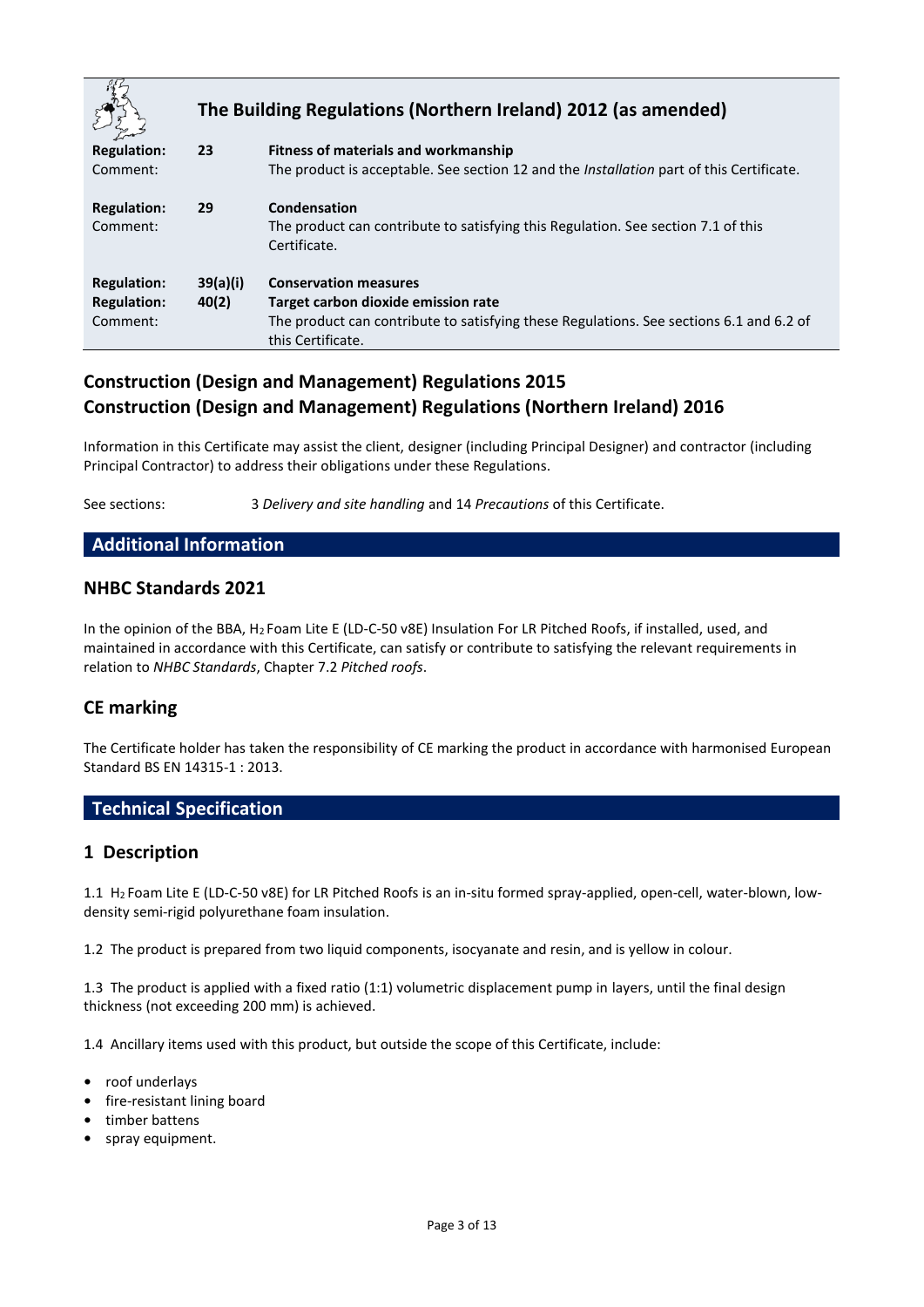## The Building Regulations (Northern Ireland) 2012 (as amended)

| | | |
|---|---|---|
| **Regulation:** | **23** | **Fitness of materials and workmanship** |
| Comment: | | The product is acceptable. See section 12 and the *Installation* part of this Certificate. |
| **Regulation:** | **29** | **Condensation** |
| Comment: | | The product can contribute to satisfying this Regulation. See section 7.1 of this Certificate. |
| **Regulation:** | **39(a)(i)** | **Conservation measures** |
| **Regulation:** | **40(2)** | **Target carbon dioxide emission rate** |
| Comment: | | The product can contribute to satisfying these Regulations. See sections 6.1 and 6.2 of this Certificate. |

## Construction (Design and Management) Regulations 2015
## Construction (Design and Management) Regulations (Northern Ireland) 2016

Information in this Certificate may assist the client, designer (including Principal Designer) and contractor (including Principal Contractor) to address their obligations under these Regulations.

See sections: 3 *Delivery and site handling* and 14 *Precautions* of this Certificate.

## Additional Information

### NHBC Standards 2021

In the opinion of the BBA, $H_2$ Foam Lite E (LD-C-50 v8E) Insulation For LR Pitched Roofs, if installed, used, and maintained in accordance with this Certificate, can satisfy or contribute to satisfying the relevant requirements in relation to *NHBC Standards*, Chapter 7.2 *Pitched roofs*.

### CE marking

The Certificate holder has taken the responsibility of CE marking the product in accordance with harmonised European Standard BS EN 14315-1 : 2013.

## Technical Specification

### 1 Description

1.1 $H_2$ Foam Lite E (LD-C-50 v8E) for LR Pitched Roofs is an in-situ formed spray-applied, open-cell, water-blown, low-density semi-rigid polyurethane foam insulation.

1.2 The product is prepared from two liquid components, isocyanate and resin, and is yellow in colour.

1.3 The product is applied with a fixed ratio (1:1) volumetric displacement pump in layers, until the final design thickness (not exceeding 200 mm) is achieved.

1.4 Ancillary items used with this product, but outside the scope of this Certificate, include:

- roof underlays
- fire-resistant lining board
- timber battens
- spray equipment.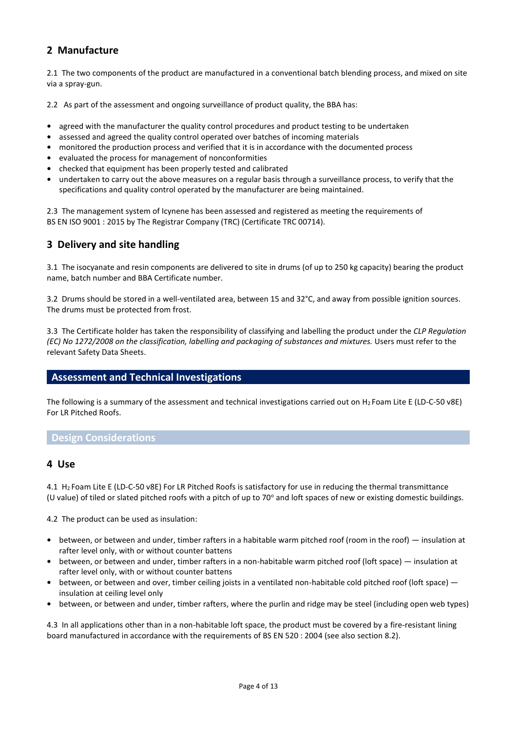## 2 Manufacture

2.1 The two components of the product are manufactured in a conventional batch blending process, and mixed on site via a spray-gun.

2.2 As part of the assessment and ongoing surveillance of product quality, the BBA has:

- agreed with the manufacturer the quality control procedures and product testing to be undertaken
- assessed and agreed the quality control operated over batches of incoming materials
- monitored the production process and verified that it is in accordance with the documented process
- evaluated the process for management of nonconformities
- checked that equipment has been properly tested and calibrated
- undertaken to carry out the above measures on a regular basis through a surveillance process, to verify that the specifications and quality control operated by the manufacturer are being maintained.

2.3 The management system of Icynene has been assessed and registered as meeting the requirements of BS EN ISO 9001 : 2015 by The Registrar Company (TRC) (Certificate TRC 00714).

## 3 Delivery and site handling

3.1 The isocyanate and resin components are delivered to site in drums (of up to 250 kg capacity) bearing the product name, batch number and BBA Certificate number.

3.2 Drums should be stored in a well-ventilated area, between 15 and 32°C, and away from possible ignition sources. The drums must be protected from frost.

3.3 The Certificate holder has taken the responsibility of classifying and labelling the product under the *CLP Regulation (EC) No 1272/2008 on the classification, labelling and packaging of substances and mixtures.* Users must refer to the relevant Safety Data Sheets.

## Assessment and Technical Investigations

The following is a summary of the assessment and technical investigations carried out on $H_2$ Foam Lite E (LD-C-50 v8E) For LR Pitched Roofs.

### Design Considerations

## 4 Use

4.1 $H_2$ Foam Lite E (LD-C-50 v8E) For LR Pitched Roofs is satisfactory for use in reducing the thermal transmittance (U value) of tiled or slated pitched roofs with a pitch of up to 70° and loft spaces of new or existing domestic buildings.

4.2 The product can be used as insulation:

- between, or between and under, timber rafters in a habitable warm pitched roof (room in the roof) — insulation at rafter level only, with or without counter battens
- between, or between and under, timber rafters in a non-habitable warm pitched roof (loft space) — insulation at rafter level only, with or without counter battens
- between, or between and over, timber ceiling joists in a ventilated non-habitable cold pitched roof (loft space) — insulation at ceiling level only
- between, or between and under, timber rafters, where the purlin and ridge may be steel (including open web types)

4.3 In all applications other than in a non-habitable loft space, the product must be covered by a fire-resistant lining board manufactured in accordance with the requirements of BS EN 520 : 2004 (see also section 8.2).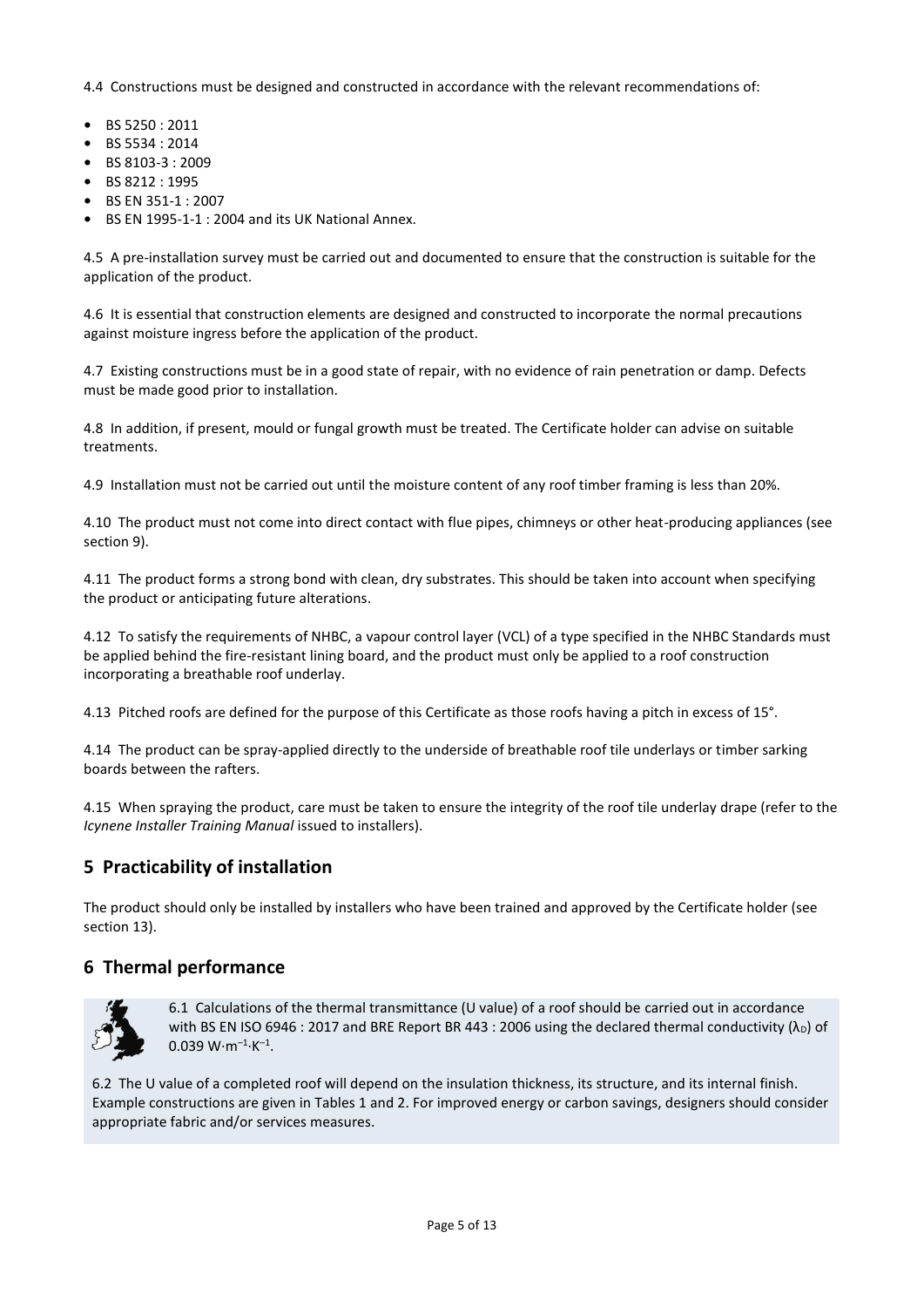4.4 Constructions must be designed and constructed in accordance with the relevant recommendations of:

- BS 5250 : 2011
- BS 5534 : 2014
- BS 8103-3 : 2009
- BS 8212 : 1995
- BS EN 351-1 : 2007
- BS EN 1995-1-1 : 2004 and its UK National Annex.

4.5 A pre-installation survey must be carried out and documented to ensure that the construction is suitable for the application of the product.

4.6 It is essential that construction elements are designed and constructed to incorporate the normal precautions against moisture ingress before the application of the product.

4.7 Existing constructions must be in a good state of repair, with no evidence of rain penetration or damp. Defects must be made good prior to installation.

4.8 In addition, if present, mould or fungal growth must be treated. The Certificate holder can advise on suitable treatments.

4.9 Installation must not be carried out until the moisture content of any roof timber framing is less than 20%.

4.10 The product must not come into direct contact with flue pipes, chimneys or other heat-producing appliances (see section 9).

4.11 The product forms a strong bond with clean, dry substrates. This should be taken into account when specifying the product or anticipating future alterations.

4.12 To satisfy the requirements of NHBC, a vapour control layer (VCL) of a type specified in the NHBC Standards must be applied behind the fire-resistant lining board, and the product must only be applied to a roof construction incorporating a breathable roof underlay.

4.13 Pitched roofs are defined for the purpose of this Certificate as those roofs having a pitch in excess of 15°.

4.14 The product can be spray-applied directly to the underside of breathable roof tile underlays or timber sarking boards between the rafters.

4.15 When spraying the product, care must be taken to ensure the integrity of the roof tile underlay drape (refer to the *Icynene Installer Training Manual* issued to installers).

## 5 Practicability of installation

The product should only be installed by installers who have been trained and approved by the Certificate holder (see section 13).

## 6 Thermal performance

6.1 Calculations of the thermal transmittance (U value) of a roof should be carried out in accordance with BS EN ISO 6946 : 2017 and BRE Report BR 443 : 2006 using the declared thermal conductivity ($\lambda_D$) of 0.039 $W \cdot m^{-1} \cdot K^{-1}$.

6.2 The U value of a completed roof will depend on the insulation thickness, its structure, and its internal finish. Example constructions are given in Tables 1 and 2. For improved energy or carbon savings, designers should consider appropriate fabric and/or services measures.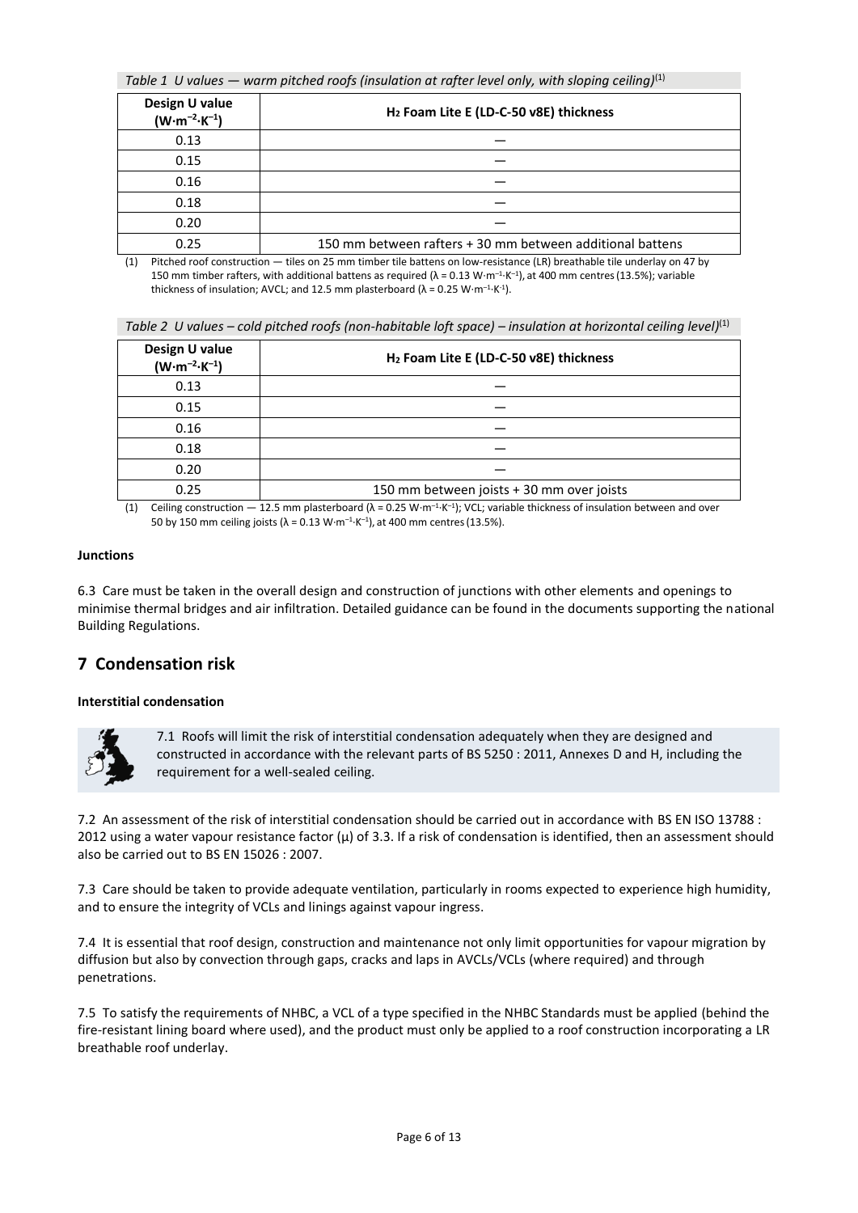*Table 1 U values — warm pitched roofs (insulation at rafter level only, with sloping ceiling)*[(1)]

| Design U value ($W \cdot m^{-2} \cdot K^{-1}$) | $H_2$ Foam Lite E (LD-C-50 v8E) thickness |
|---|---|
| 0.13 | — |
| 0.15 | — |
| 0.16 | — |
| 0.18 | — |
| 0.20 | — |
| 0.25 | 150 mm between rafters + 30 mm between additional battens |

(1) Pitched roof construction — tiles on 25 mm timber tile battens on low-resistance (LR) breathable tile underlay on 47 by 150 mm timber rafters, with additional battens as required ($\lambda$ = 0.13 $W \cdot m^{-1} \cdot K^{-1}$), at 400 mm centres (13.5%); variable thickness of insulation; AVCL; and 12.5 mm plasterboard ($\lambda$ = 0.25 $W \cdot m^{-1} \cdot K^{-1}$).

*Table 2 U values – cold pitched roofs (non-habitable loft space) – insulation at horizontal ceiling level)*[(1)]

| Design U value ($W \cdot m^{-2} \cdot K^{-1}$) | $H_2$ Foam Lite E (LD-C-50 v8E) thickness |
|---|---|
| 0.13 | — |
| 0.15 | — |
| 0.16 | — |
| 0.18 | — |
| 0.20 | — |
| 0.25 | 150 mm between joists + 30 mm over joists |

(1) Ceiling construction — 12.5 mm plasterboard ($\lambda$ = 0.25 $W \cdot m^{-1} \cdot K^{-1}$); VCL; variable thickness of insulation between and over 50 by 150 mm ceiling joists ($\lambda$ = 0.13 $W \cdot m^{-1} \cdot K^{-1}$), at 400 mm centres (13.5%).

**Junctions**

6.3 Care must be taken in the overall design and construction of junctions with other elements and openings to minimise thermal bridges and air infiltration. Detailed guidance can be found in the documents supporting the national Building Regulations.

## 7 Condensation risk

**Interstitial condensation**

7.1 Roofs will limit the risk of interstitial condensation adequately when they are designed and constructed in accordance with the relevant parts of BS 5250 : 2011, Annexes D and H, including the requirement for a well-sealed ceiling.

7.2 An assessment of the risk of interstitial condensation should be carried out in accordance with BS EN ISO 13788 : 2012 using a water vapour resistance factor ($\mu$) of 3.3. If a risk of condensation is identified, then an assessment should also be carried out to BS EN 15026 : 2007.

7.3 Care should be taken to provide adequate ventilation, particularly in rooms expected to experience high humidity, and to ensure the integrity of VCLs and linings against vapour ingress.

7.4 It is essential that roof design, construction and maintenance not only limit opportunities for vapour migration by diffusion but also by convection through gaps, cracks and laps in AVCLs/VCLs (where required) and through penetrations.

7.5 To satisfy the requirements of NHBC, a VCL of a type specified in the NHBC Standards must be applied (behind the fire-resistant lining board where used), and the product must only be applied to a roof construction incorporating a LR breathable roof underlay.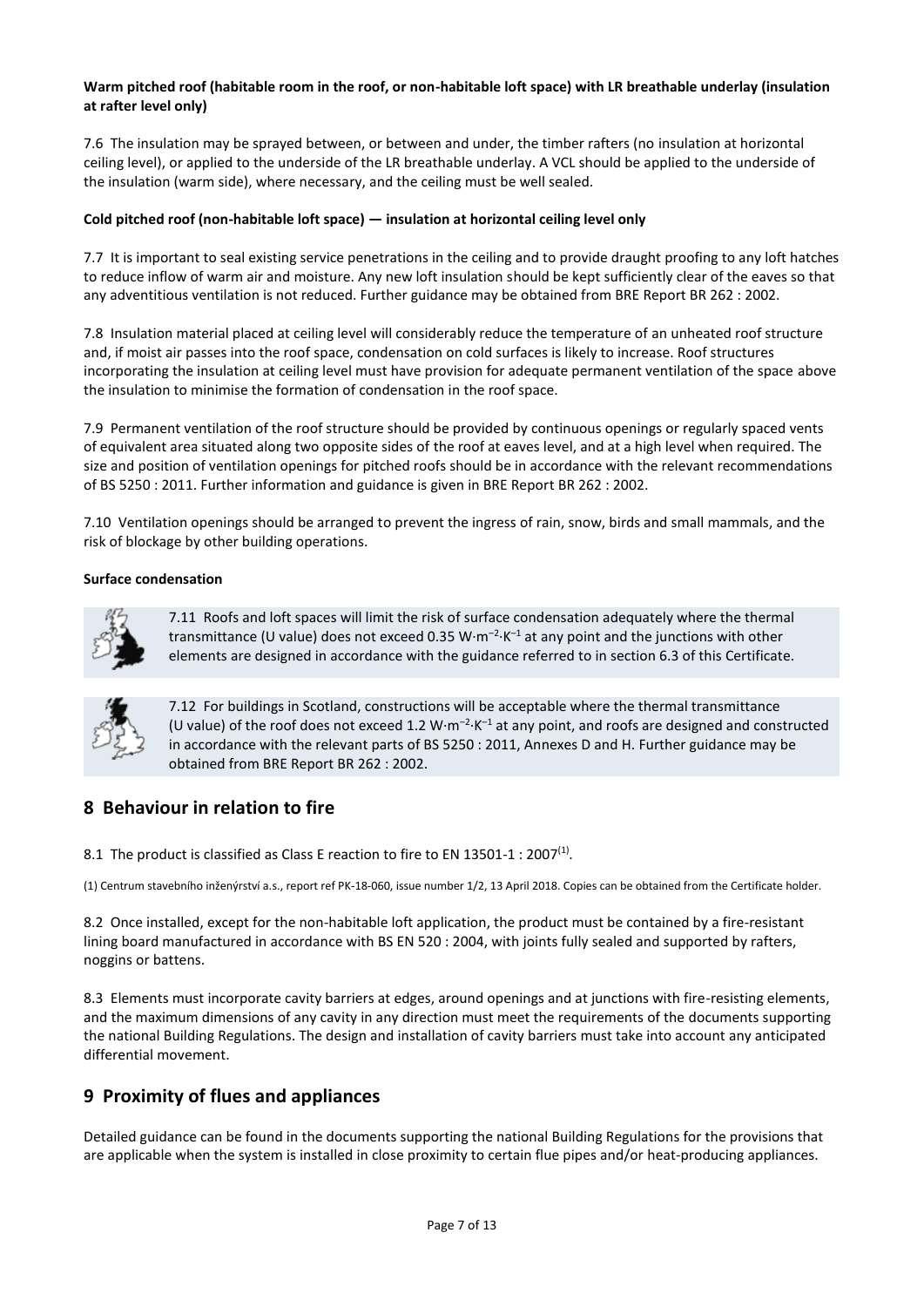**Warm pitched roof (habitable room in the roof, or non-habitable loft space) with LR breathable underlay (insulation at rafter level only)**

7.6 The insulation may be sprayed between, or between and under, the timber rafters (no insulation at horizontal ceiling level), or applied to the underside of the LR breathable underlay. A VCL should be applied to the underside of the insulation (warm side), where necessary, and the ceiling must be well sealed.

**Cold pitched roof (non-habitable loft space) — insulation at horizontal ceiling level only**

7.7 It is important to seal existing service penetrations in the ceiling and to provide draught proofing to any loft hatches to reduce inflow of warm air and moisture. Any new loft insulation should be kept sufficiently clear of the eaves so that any adventitious ventilation is not reduced. Further guidance may be obtained from BRE Report BR 262 : 2002.

7.8 Insulation material placed at ceiling level will considerably reduce the temperature of an unheated roof structure and, if moist air passes into the roof space, condensation on cold surfaces is likely to increase. Roof structures incorporating the insulation at ceiling level must have provision for adequate permanent ventilation of the space above the insulation to minimise the formation of condensation in the roof space.

7.9 Permanent ventilation of the roof structure should be provided by continuous openings or regularly spaced vents of equivalent area situated along two opposite sides of the roof at eaves level, and at a high level when required. The size and position of ventilation openings for pitched roofs should be in accordance with the relevant recommendations of BS 5250 : 2011. Further information and guidance is given in BRE Report BR 262 : 2002.

7.10 Ventilation openings should be arranged to prevent the ingress of rain, snow, birds and small mammals, and the risk of blockage by other building operations.

**Surface condensation**

7.11 Roofs and loft spaces will limit the risk of surface condensation adequately where the thermal transmittance (U value) does not exceed 0.35 $W \cdot m^{-2} \cdot K^{-1}$ at any point and the junctions with other elements are designed in accordance with the guidance referred to in section 6.3 of this Certificate.

7.12 For buildings in Scotland, constructions will be acceptable where the thermal transmittance (U value) of the roof does not exceed 1.2 $W \cdot m^{-2} \cdot K^{-1}$ at any point, and roofs are designed and constructed in accordance with the relevant parts of BS 5250 : 2011, Annexes D and H. Further guidance may be obtained from BRE Report BR 262 : 2002.

## 8 Behaviour in relation to fire

8.1 The product is classified as Class E reaction to fire to EN 13501-1 : 2007[1].

(1) Centrum stavebního inženýrství a.s., report ref PK-18-060, issue number 1/2, 13 April 2018. Copies can be obtained from the Certificate holder.

8.2 Once installed, except for the non-habitable loft application, the product must be contained by a fire-resistant lining board manufactured in accordance with BS EN 520 : 2004, with joints fully sealed and supported by rafters, noggins or battens.

8.3 Elements must incorporate cavity barriers at edges, around openings and at junctions with fire-resisting elements, and the maximum dimensions of any cavity in any direction must meet the requirements of the documents supporting the national Building Regulations. The design and installation of cavity barriers must take into account any anticipated differential movement.

## 9 Proximity of flues and appliances

Detailed guidance can be found in the documents supporting the national Building Regulations for the provisions that are applicable when the system is installed in close proximity to certain flue pipes and/or heat-producing appliances.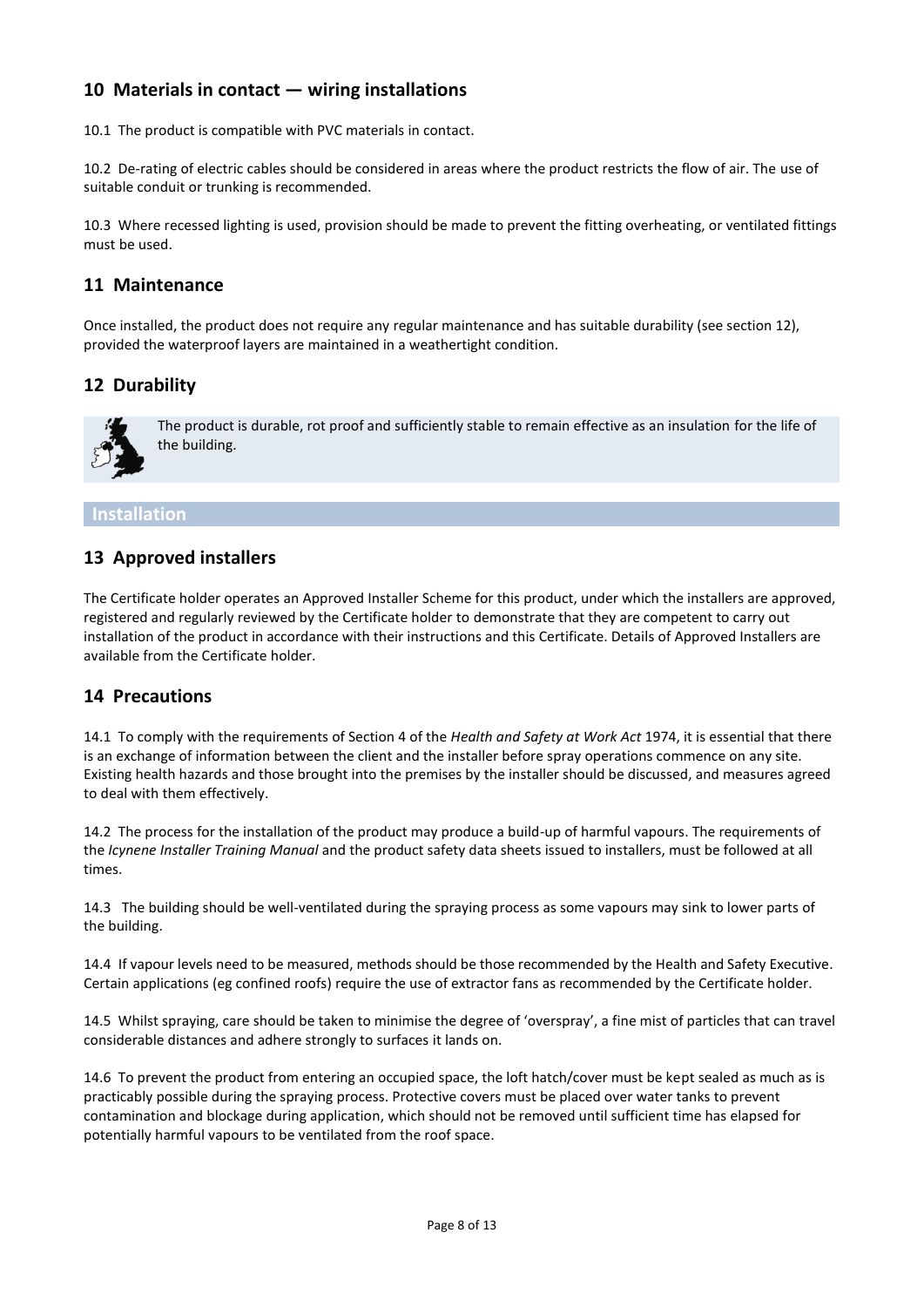## 10 Materials in contact — wiring installations

10.1 The product is compatible with PVC materials in contact.

10.2 De-rating of electric cables should be considered in areas where the product restricts the flow of air. The use of suitable conduit or trunking is recommended.

10.3 Where recessed lighting is used, provision should be made to prevent the fitting overheating, or ventilated fittings must be used.

## 11 Maintenance

Once installed, the product does not require any regular maintenance and has suitable durability (see section 12), provided the waterproof layers are maintained in a weathertight condition.

## 12 Durability

The product is durable, rot proof and sufficiently stable to remain effective as an insulation for the life of the building.

# Installation

## 13 Approved installers

The Certificate holder operates an Approved Installer Scheme for this product, under which the installers are approved, registered and regularly reviewed by the Certificate holder to demonstrate that they are competent to carry out installation of the product in accordance with their instructions and this Certificate. Details of Approved Installers are available from the Certificate holder.

## 14 Precautions

14.1 To comply with the requirements of Section 4 of the *Health and Safety at Work Act* 1974, it is essential that there is an exchange of information between the client and the installer before spray operations commence on any site. Existing health hazards and those brought into the premises by the installer should be discussed, and measures agreed to deal with them effectively.

14.2 The process for the installation of the product may produce a build-up of harmful vapours. The requirements of the *Icynene Installer Training Manual* and the product safety data sheets issued to installers, must be followed at all times.

14.3 The building should be well-ventilated during the spraying process as some vapours may sink to lower parts of the building.

14.4 If vapour levels need to be measured, methods should be those recommended by the Health and Safety Executive. Certain applications (eg confined roofs) require the use of extractor fans as recommended by the Certificate holder.

14.5 Whilst spraying, care should be taken to minimise the degree of 'overspray', a fine mist of particles that can travel considerable distances and adhere strongly to surfaces it lands on.

14.6 To prevent the product from entering an occupied space, the loft hatch/cover must be kept sealed as much as is practicably possible during the spraying process. Protective covers must be placed over water tanks to prevent contamination and blockage during application, which should not be removed until sufficient time has elapsed for potentially harmful vapours to be ventilated from the roof space.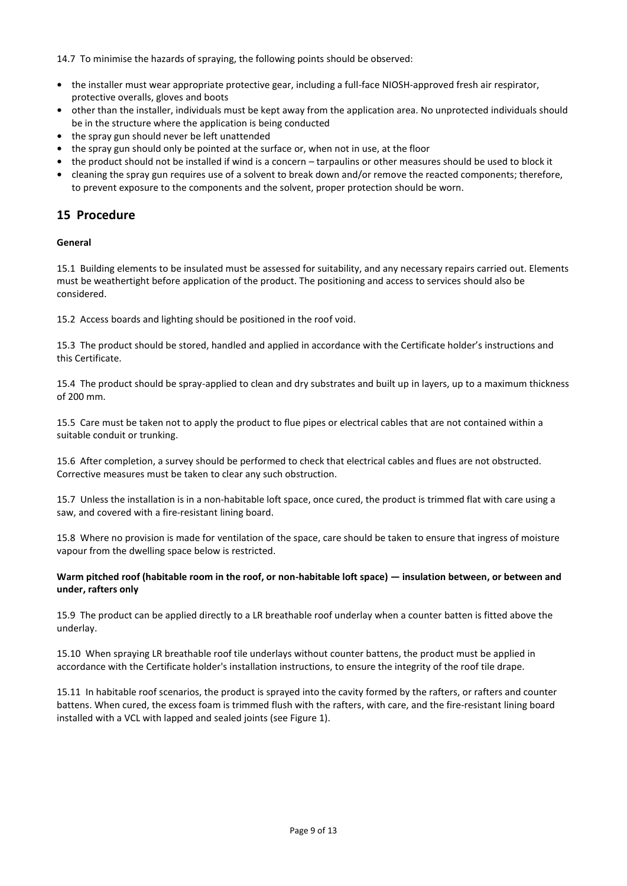14.7 To minimise the hazards of spraying, the following points should be observed:

- the installer must wear appropriate protective gear, including a full-face NIOSH-approved fresh air respirator, protective overalls, gloves and boots
- other than the installer, individuals must be kept away from the application area. No unprotected individuals should be in the structure where the application is being conducted
- the spray gun should never be left unattended
- the spray gun should only be pointed at the surface or, when not in use, at the floor
- the product should not be installed if wind is a concern – tarpaulins or other measures should be used to block it
- cleaning the spray gun requires use of a solvent to break down and/or remove the reacted components; therefore, to prevent exposure to the components and the solvent, proper protection should be worn.

## 15 Procedure

**General**

15.1 Building elements to be insulated must be assessed for suitability, and any necessary repairs carried out. Elements must be weathertight before application of the product. The positioning and access to services should also be considered.

15.2 Access boards and lighting should be positioned in the roof void.

15.3 The product should be stored, handled and applied in accordance with the Certificate holder's instructions and this Certificate.

15.4 The product should be spray-applied to clean and dry substrates and built up in layers, up to a maximum thickness of 200 mm.

15.5 Care must be taken not to apply the product to flue pipes or electrical cables that are not contained within a suitable conduit or trunking.

15.6 After completion, a survey should be performed to check that electrical cables and flues are not obstructed. Corrective measures must be taken to clear any such obstruction.

15.7 Unless the installation is in a non-habitable loft space, once cured, the product is trimmed flat with care using a saw, and covered with a fire-resistant lining board.

15.8 Where no provision is made for ventilation of the space, care should be taken to ensure that ingress of moisture vapour from the dwelling space below is restricted.

**Warm pitched roof (habitable room in the roof, or non-habitable loft space) — insulation between, or between and under, rafters only**

15.9 The product can be applied directly to a LR breathable roof underlay when a counter batten is fitted above the underlay.

15.10 When spraying LR breathable roof tile underlays without counter battens, the product must be applied in accordance with the Certificate holder's installation instructions, to ensure the integrity of the roof tile drape.

15.11 In habitable roof scenarios, the product is sprayed into the cavity formed by the rafters, or rafters and counter battens. When cured, the excess foam is trimmed flush with the rafters, with care, and the fire-resistant lining board installed with a VCL with lapped and sealed joints (see Figure 1).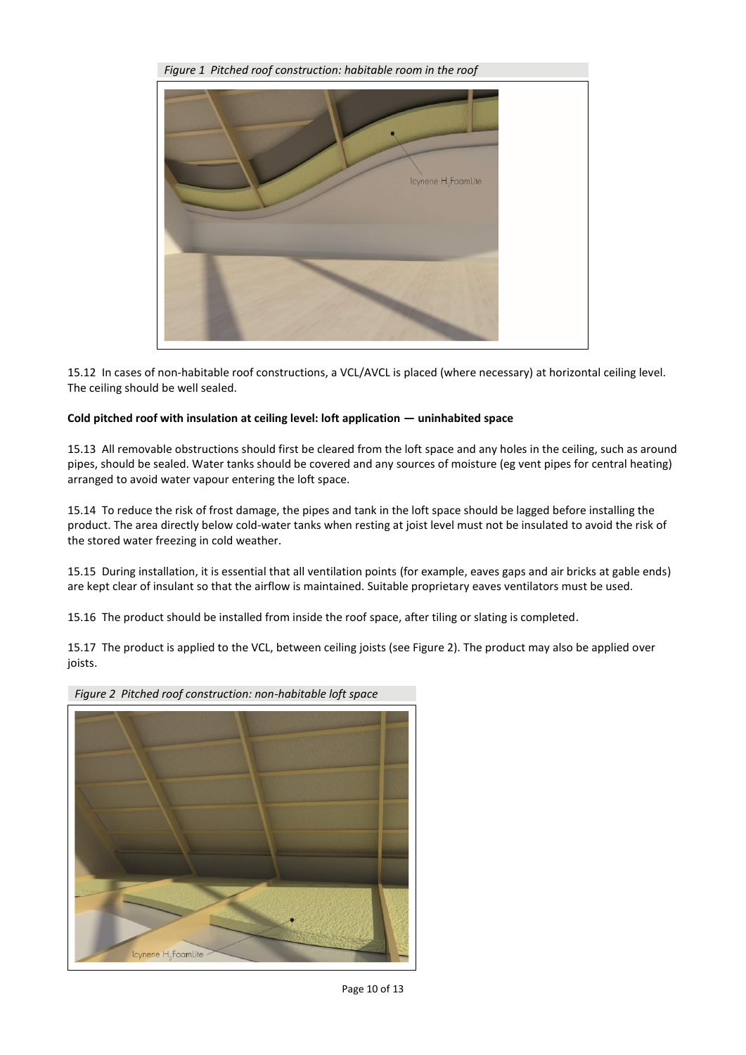*Figure 1 Pitched roof construction: habitable room in the roof*

15.12 In cases of non-habitable roof constructions, a VCL/AVCL is placed (where necessary) at horizontal ceiling level. The ceiling should be well sealed.

**Cold pitched roof with insulation at ceiling level: loft application — uninhabited space**

15.13 All removable obstructions should first be cleared from the loft space and any holes in the ceiling, such as around pipes, should be sealed. Water tanks should be covered and any sources of moisture (eg vent pipes for central heating) arranged to avoid water vapour entering the loft space.

15.14 To reduce the risk of frost damage, the pipes and tank in the loft space should be lagged before installing the product. The area directly below cold-water tanks when resting at joist level must not be insulated to avoid the risk of the stored water freezing in cold weather.

15.15 During installation, it is essential that all ventilation points (for example, eaves gaps and air bricks at gable ends) are kept clear of insulant so that the airflow is maintained. Suitable proprietary eaves ventilators must be used.

15.16 The product should be installed from inside the roof space, after tiling or slating is completed.

15.17 The product is applied to the VCL, between ceiling joists (see Figure 2). The product may also be applied over joists.

*Figure 2 Pitched roof construction: non-habitable loft space*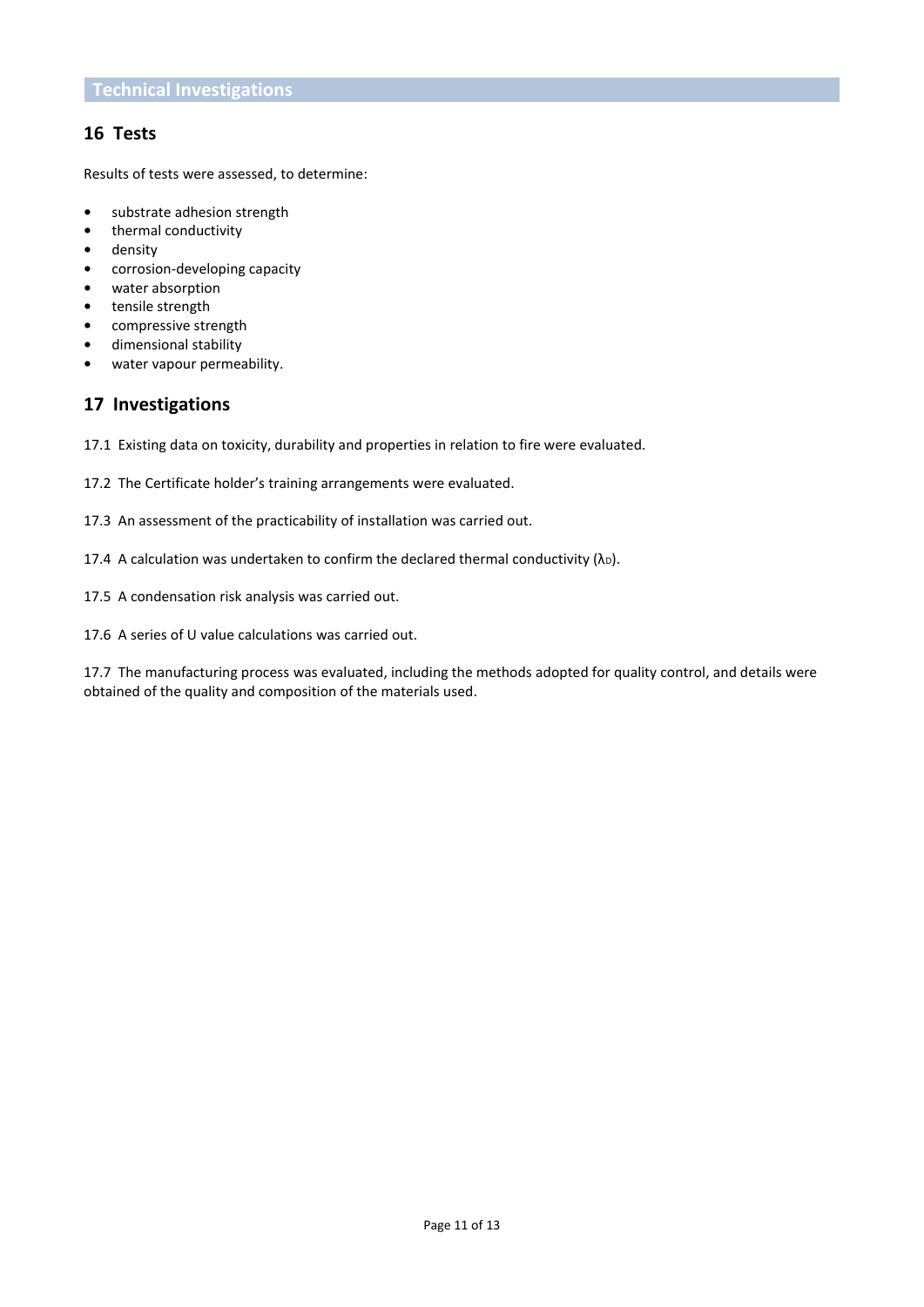## Technical Investigations

## 16 Tests

Results of tests were assessed, to determine:

- substrate adhesion strength
- thermal conductivity
- density
- corrosion-developing capacity
- water absorption
- tensile strength
- compressive strength
- dimensional stability
- water vapour permeability.

## 17 Investigations

17.1 Existing data on toxicity, durability and properties in relation to fire were evaluated.

17.2 The Certificate holder's training arrangements were evaluated.

17.3 An assessment of the practicability of installation was carried out.

17.4 A calculation was undertaken to confirm the declared thermal conductivity ($\lambda_D$).

17.5 A condensation risk analysis was carried out.

17.6 A series of U value calculations was carried out.

17.7 The manufacturing process was evaluated, including the methods adopted for quality control, and details were obtained of the quality and composition of the materials used.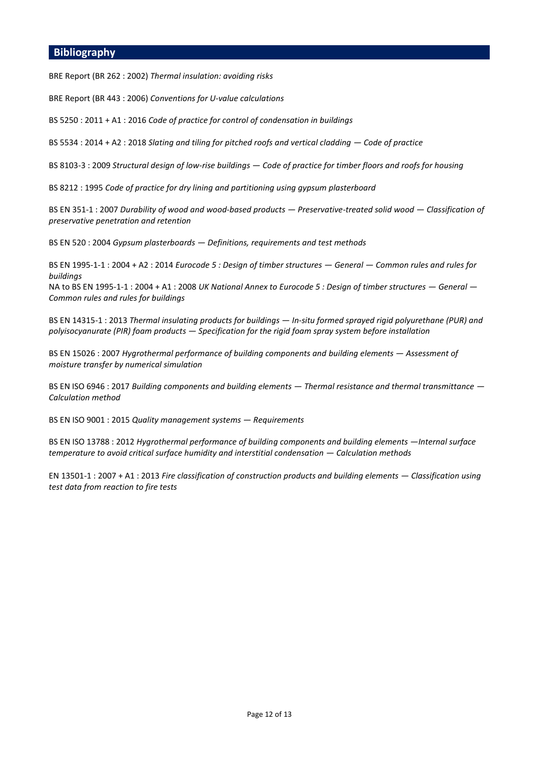## Bibliography

BRE Report (BR 262 : 2002) *Thermal insulation: avoiding risks*

BRE Report (BR 443 : 2006) *Conventions for U-value calculations*

BS 5250 : 2011 + A1 : 2016 *Code of practice for control of condensation in buildings*

BS 5534 : 2014 + A2 : 2018 *Slating and tiling for pitched roofs and vertical cladding — Code of practice*

BS 8103-3 : 2009 *Structural design of low-rise buildings — Code of practice for timber floors and roofs for housing*

BS 8212 : 1995 *Code of practice for dry lining and partitioning using gypsum plasterboard*

BS EN 351-1 : 2007 *Durability of wood and wood-based products — Preservative-treated solid wood — Classification of preservative penetration and retention*

BS EN 520 : 2004 *Gypsum plasterboards — Definitions, requirements and test methods*

BS EN 1995-1-1 : 2004 + A2 : 2014 *Eurocode 5 : Design of timber structures — General — Common rules and rules for buildings*
NA to BS EN 1995-1-1 : 2004 + A1 : 2008 *UK National Annex to Eurocode 5 : Design of timber structures — General — Common rules and rules for buildings*

BS EN 14315-1 : 2013 *Thermal insulating products for buildings — In-situ formed sprayed rigid polyurethane (PUR) and polyisocyanurate (PIR) foam products — Specification for the rigid foam spray system before installation*

BS EN 15026 : 2007 *Hygrothermal performance of building components and building elements — Assessment of moisture transfer by numerical simulation*

BS EN ISO 6946 : 2017 *Building components and building elements — Thermal resistance and thermal transmittance — Calculation method*

BS EN ISO 9001 : 2015 *Quality management systems — Requirements*

BS EN ISO 13788 : 2012 *Hygrothermal performance of building components and building elements —Internal surface temperature to avoid critical surface humidity and interstitial condensation — Calculation methods*

EN 13501-1 : 2007 + A1 : 2013 *Fire classification of construction products and building elements — Classification using test data from reaction to fire tests*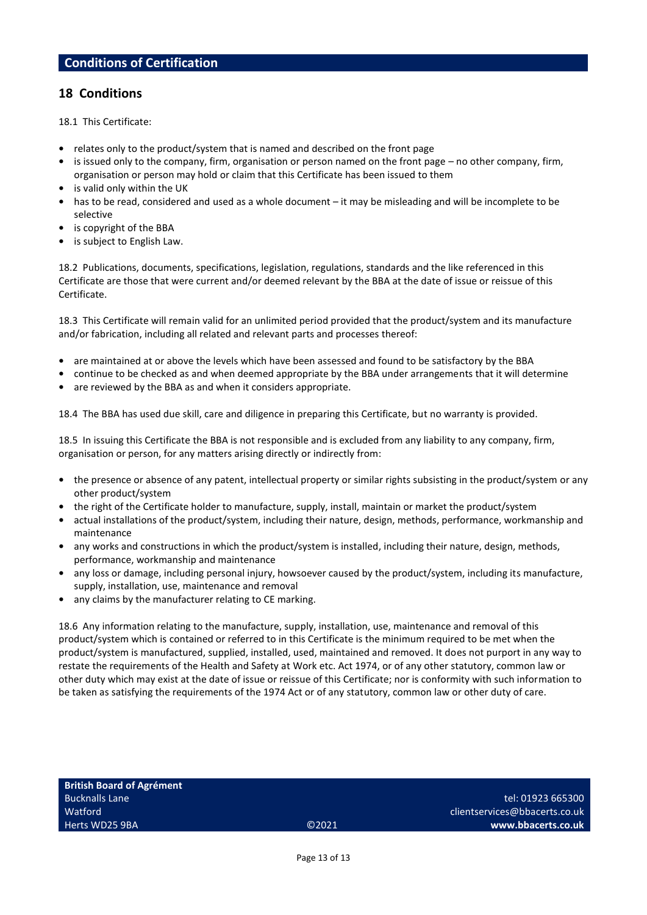## Conditions of Certification

### 18 Conditions

18.1 This Certificate:

- relates only to the product/system that is named and described on the front page
- is issued only to the company, firm, organisation or person named on the front page – no other company, firm, organisation or person may hold or claim that this Certificate has been issued to them
- is valid only within the UK
- has to be read, considered and used as a whole document – it may be misleading and will be incomplete to be selective
- is copyright of the BBA
- is subject to English Law.

18.2 Publications, documents, specifications, legislation, regulations, standards and the like referenced in this Certificate are those that were current and/or deemed relevant by the BBA at the date of issue or reissue of this Certificate.

18.3 This Certificate will remain valid for an unlimited period provided that the product/system and its manufacture and/or fabrication, including all related and relevant parts and processes thereof:

- are maintained at or above the levels which have been assessed and found to be satisfactory by the BBA
- continue to be checked as and when deemed appropriate by the BBA under arrangements that it will determine
- are reviewed by the BBA as and when it considers appropriate.

18.4 The BBA has used due skill, care and diligence in preparing this Certificate, but no warranty is provided.

18.5 In issuing this Certificate the BBA is not responsible and is excluded from any liability to any company, firm, organisation or person, for any matters arising directly or indirectly from:

- the presence or absence of any patent, intellectual property or similar rights subsisting in the product/system or any other product/system
- the right of the Certificate holder to manufacture, supply, install, maintain or market the product/system
- actual installations of the product/system, including their nature, design, methods, performance, workmanship and maintenance
- any works and constructions in which the product/system is installed, including their nature, design, methods, performance, workmanship and maintenance
- any loss or damage, including personal injury, howsoever caused by the product/system, including its manufacture, supply, installation, use, maintenance and removal
- any claims by the manufacturer relating to CE marking.

18.6 Any information relating to the manufacture, supply, installation, use, maintenance and removal of this product/system which is contained or referred to in this Certificate is the minimum required to be met when the product/system is manufactured, supplied, installed, used, maintained and removed. It does not purport in any way to restate the requirements of the Health and Safety at Work etc. Act 1974, or of any other statutory, common law or other duty which may exist at the date of issue or reissue of this Certificate; nor is conformity with such information to be taken as satisfying the requirements of the 1974 Act or of any statutory, common law or other duty of care.

**British Board of Agrément**
Bucknalls Lane
Watford
Herts WD25 9BA

©2021

tel: 01923 665300
clientservices@bbacerts.co.uk
**www.bbacerts.co.uk**